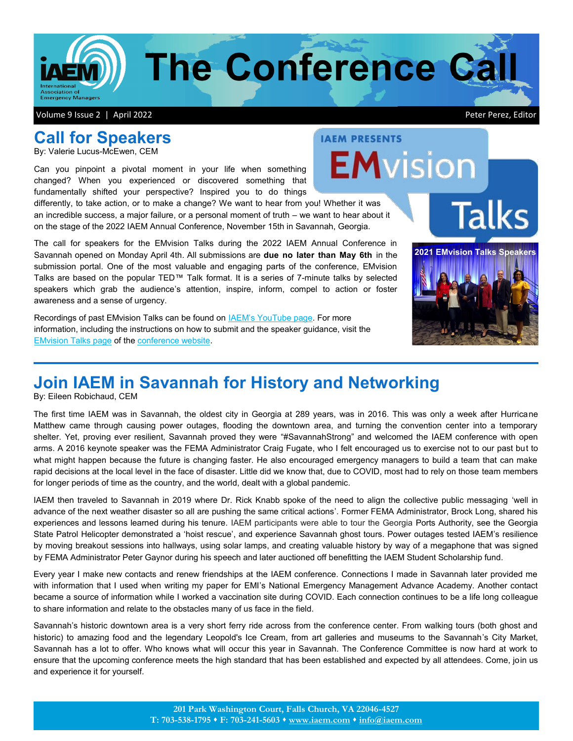# The Conference Call

Volume 9 Issue 2 | April 2022 Peter Perez, Editor

## Call for Speakers

By: Valerie Lucus-McEwen, CEM

Can you pinpoint a pivotal moment in your life when something changed? When you experienced or discovered something that fundamentally shifted your perspective? Inspired you to do things differently, to take action, or to make a change? We want to hear from you! Whether it was an incredible success, a major failure, or a personal moment of truth – we want to hear about it on the stage of the 2022 IAEM Annual Conference, November 15th in Savannah, Georgia.

The call for speakers for the EMvision Talks during the 2022 IAEM Annual Conference in Savannah opened on Monday April 4th. All submissions are **due no later than May 6th** in the submission portal. One of the most valuable and engaging parts of the conference, EMvision Talks are based on the popular TED™ Talk format. It is a series of 7-minute talks by selected speakers which grab the audience's attention, inspire, inform, compel to action or foster awareness and a sense of urgency.

Recordings of past EMvision Talks can be found on IAEM's YouTube page. For more information, including the instructions on how to submit and the speaker guidance, visit the EMvision Talks page of the conference website.

IAEM PRESENTS EMvision Talks

2021 EMvision Talks Speakers

## Join IAEM in Savannah for History and Networking

By: Eileen Robichaud, CEM

The first time IAEM was in Savannah, the oldest city in Georgia at 289 years, was in 2016. This was only a week after Hurricane Matthew came through causing power outages, flooding the downtown area, and turning the convention center into a temporary shelter. Yet, proving ever resilient, Savannah proved they were "#SavannahStrong" and welcomed the IAEM conference with open arms. A 2016 keynote speaker was the FEMA Administrator Craig Fugate, who I felt encouraged us to exercise not to our past but to what might happen because the future is changing faster. He also encouraged emergency managers to build a team that can make rapid decisions at the local level in the face of disaster. Little did we know that, due to COVID, most had to rely on those team members for longer periods of time as the country, and the world, dealt with a global pandemic.

IAEM then traveled to Savannah in 2019 where Dr. Rick Knabb spoke of the need to align the collective public messaging 'well in advance of the next weather disaster so all are pushing the same critical actions'. Former FEMA Administrator, Brock Long, shared his experiences and lessons learned during his tenure. IAEM participants were able to tour the Georgia Ports Authority, see the Georgia State Patrol Helicopter demonstrated a 'hoist rescue', and experience Savannah ghost tours. Power outages tested IAEM's resilience by moving breakout sessions into hallways, using solar lamps, and creating valuable history by way of a megaphone that was signed by FEMA Administrator Peter Gaynor during his speech and later auctioned off benefitting the IAEM Student Scholarship fund.

Every year I make new contacts and renew friendships at the IAEM conference. Connections I made in Savannah later provided me with information that I used when writing my paper for EMI's National Emergency Management Advance Academy. Another contact became a source of information while I worked a vaccination site during COVID. Each connection continues to be a life long colleague to share information and relate to the obstacles many of us face in the field.

Savannah's historic downtown area is a very short ferry ride across from the conference center. From walking tours (both ghost and historic) to amazing food and the legendary Leopold's Ice Cream, from art galleries and museums to the Savannah's City Market, Savannah has a lot to offer. Who knows what will occur this year in Savannah. The Conference Committee is now hard at work to ensure that the upcoming conference meets the high standard that has been established and expected by all attendees. Come, join us and experience it for yourself.

201 Park Washington Court, Falls Church, VA 22046-4527
T: 703-538-1795 ♦ F: 703-241-5603 ♦ www.iaem.com ♦ info@iaem.com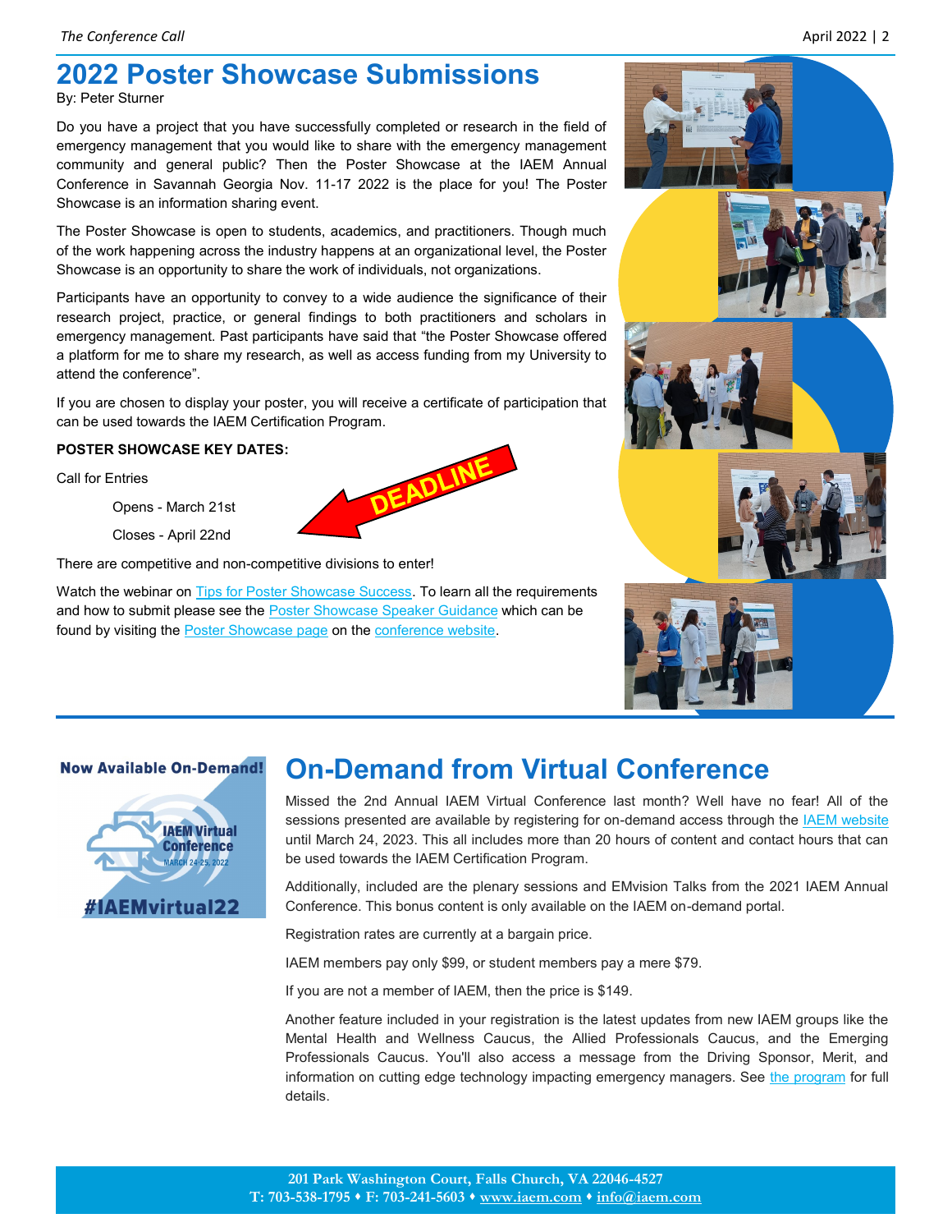# 2022 Poster Showcase Submissions

By: Peter Sturner

Do you have a project that you have successfully completed or research in the field of emergency management that you would like to share with the emergency management community and general public? Then the Poster Showcase at the IAEM Annual Conference in Savannah Georgia Nov. 11-17 2022 is the place for you! The Poster Showcase is an information sharing event.

The Poster Showcase is open to students, academics, and practitioners. Though much of the work happening across the industry happens at an organizational level, the Poster Showcase is an opportunity to share the work of individuals, not organizations.

Participants have an opportunity to convey to a wide audience the significance of their research project, practice, or general findings to both practitioners and scholars in emergency management. Past participants have said that "the Poster Showcase offered a platform for me to share my research, as well as access funding from my University to attend the conference".

If you are chosen to display your poster, you will receive a certificate of participation that can be used towards the IAEM Certification Program.

**POSTER SHOWCASE KEY DATES:**

Call for Entries

Opens - March 21st

Closes - April 22nd

DEADLINE

There are competitive and non-competitive divisions to enter!

Watch the webinar on Tips for Poster Showcase Success. To learn all the requirements and how to submit please see the Poster Showcase Speaker Guidance which can be found by visiting the Poster Showcase page on the conference website.

Now Available On-Demand!

IAEM Virtual Conference

MARCH 24-25, 2022

#IAEMvirtual22

# On-Demand from Virtual Conference

Missed the 2nd Annual IAEM Virtual Conference last month? Well have no fear! All of the sessions presented are available by registering for on-demand access through the IAEM website until March 24, 2023. This all includes more than 20 hours of content and contact hours that can be used towards the IAEM Certification Program.

Additionally, included are the plenary sessions and EMvision Talks from the 2021 IAEM Annual Conference. This bonus content is only available on the IAEM on-demand portal.

Registration rates are currently at a bargain price.

IAEM members pay only $99, or student members pay a mere $79.

If you are not a member of IAEM, then the price is $149.

Another feature included in your registration is the latest updates from new IAEM groups like the Mental Health and Wellness Caucus, the Allied Professionals Caucus, and the Emerging Professionals Caucus. You'll also access a message from the Driving Sponsor, Merit, and information on cutting edge technology impacting emergency managers. See the program for full details.

201 Park Washington Court, Falls Church, VA 22046-4527
T: 703-538-1795 ♦ F: 703-241-5603 ♦ www.iaem.com ♦ info@iaem.com